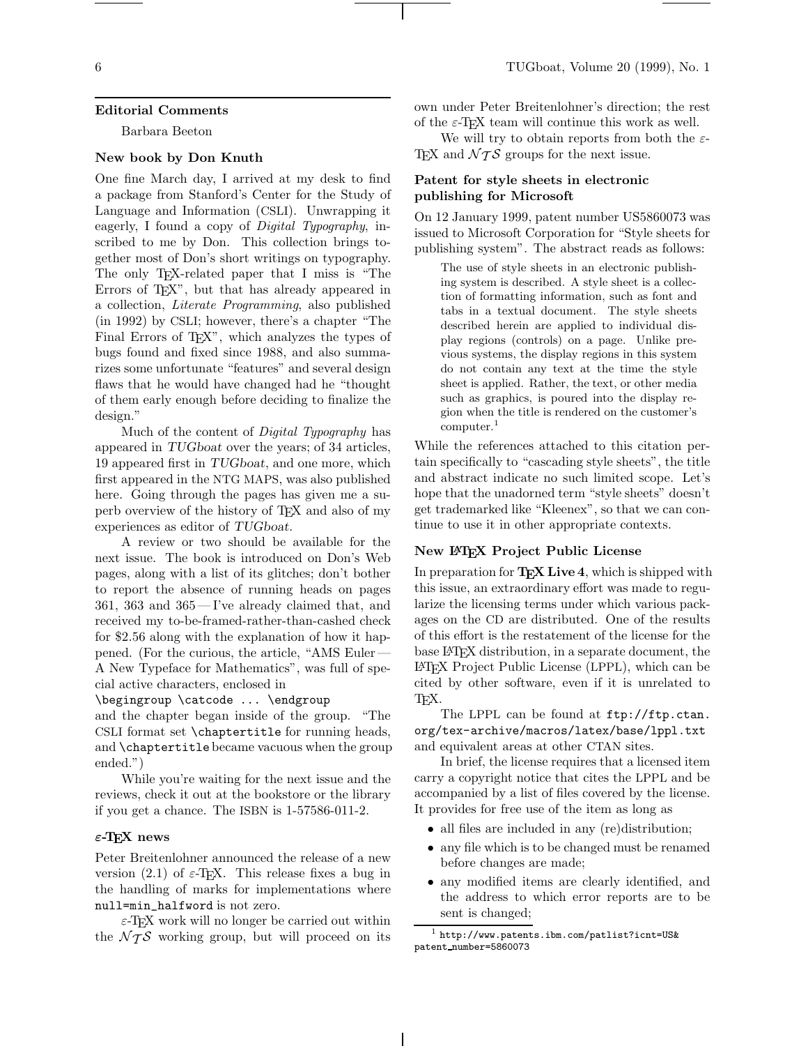## Editorial Comments

Barbara Beeton

### New book by Don Knuth

One fine March day, I arrived at my desk to find a package from Stanford's Center for the Study of Language and Information (CSLI). Unwrapping it eagerly, I found a copy of *Digital Typography*, inscribed to me by Don. This collection brings together most of Don's short writings on typography. The only TeX-related paper that I miss is "The Errors of TeX", but that has already appeared in a collection, *Literate Programming*, also published (in 1992) by CSLI; however, there's a chapter "The Final Errors of TeX", which analyzes the types of bugs found and fixed since 1988, and also summarizes some unfortunate "features" and several design flaws that he would have changed had he "thought of them early enough before deciding to finalize the design."

Much of the content of *Digital Typography* has appeared in *TUGboat* over the years; of 34 articles, 19 appeared first in *TUGboat*, and one more, which first appeared in the NTG MAPS, was also published here. Going through the pages has given me a superb overview of the history of TeX and also of my experiences as editor of *TUGboat*.

A review or two should be available for the next issue. The book is introduced on Don's Web pages, along with a list of its glitches; don't bother to report the absence of running heads on pages 361, 363 and 365 — I've already claimed that, and received my to-be-framed-rather-than-cashed check for $2.56 along with the explanation of how it happened. (For the curious, the article, "AMS Euler — A New Typeface for Mathematics", was full of special active characters, enclosed in

`\begingroup \catcode ... \endgroup`

and the chapter began inside of the group. "The CSLI format set `\chaptertitle` for running heads, and `\chaptertitle` became vacuous when the group ended.")

While you're waiting for the next issue and the reviews, check it out at the bookstore or the library if you get a chance. The ISBN is 1-57586-011-2.

### ε-TeX news

Peter Breitenlohner announced the release of a new version (2.1) of ε-TeX. This release fixes a bug in the handling of marks for implementations where `null=min_halfword` is not zero.

ε-TeX work will no longer be carried out within the $\mathcal{NTS}$ working group, but will proceed on its own under Peter Breitenlohner's direction; the rest of the ε-TeX team will continue this work as well.

We will try to obtain reports from both the ε-TeX and $\mathcal{NTS}$ groups for the next issue.

### Patent for style sheets in electronic publishing for Microsoft

On 12 January 1999, patent number US5860073 was issued to Microsoft Corporation for "Style sheets for publishing system". The abstract reads as follows:

> The use of style sheets in an electronic publishing system is described. A style sheet is a collection of formatting information, such as font and tabs in a textual document. The style sheets described herein are applied to individual display regions (controls) on a page. Unlike previous systems, the display regions in this system do not contain any text at the time the style sheet is applied. Rather, the text, or other media such as graphics, is poured into the display region when the title is rendered on the customer's computer.[1]

While the references attached to this citation pertain specifically to "cascading style sheets", the title and abstract indicate no such limited scope. Let's hope that the unadorned term "style sheets" doesn't get trademarked like "Kleenex", so that we can continue to use it in other appropriate contexts.

### New LaTeX Project Public License

In preparation for **TeX Live 4**, which is shipped with this issue, an extraordinary effort was made to regularize the licensing terms under which various packages on the CD are distributed. One of the results of this effort is the restatement of the license for the base LaTeX distribution, in a separate document, the LaTeX Project Public License (LPPL), which can be cited by other software, even if it is unrelated to TeX.

The LPPL can be found at `ftp://ftp.ctan.org/tex-archive/macros/latex/base/lppl.txt` and equivalent areas at other CTAN sites.

In brief, the license requires that a licensed item carry a copyright notice that cites the LPPL and be accompanied by a list of files covered by the license. It provides for free use of the item as long as

- all files are included in any (re)distribution;
- any file which is to be changed must be renamed before changes are made;
- any modified items are clearly identified, and the address to which error reports are to be sent is changed;

[1] `http://www.patents.ibm.com/patlist?icnt=US&patent_number=5860073`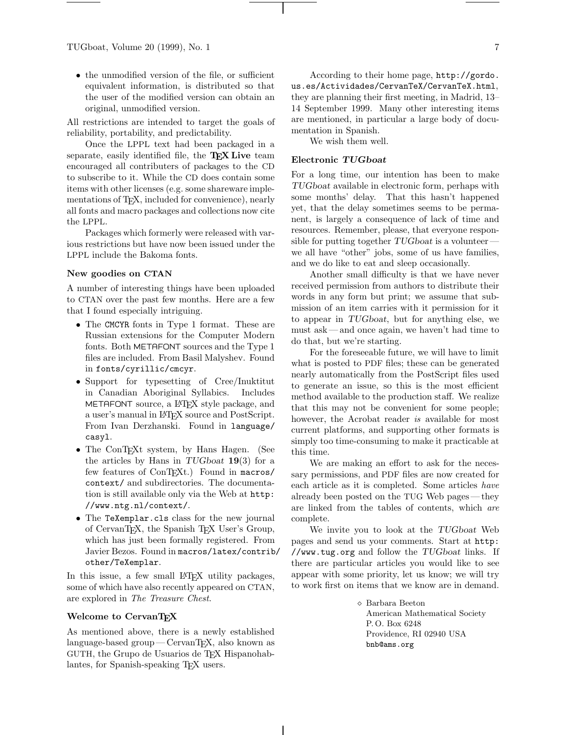- the unmodified version of the file, or sufficient equivalent information, is distributed so that the user of the modified version can obtain an original, unmodified version.

All restrictions are intended to target the goals of reliability, portability, and predictability.

Once the LPPL text had been packaged in a separate, easily identified file, the **TeX Live** team encouraged all contributers of packages to the CD to subscribe to it. While the CD does contain some items with other licenses (e.g. some shareware implementations of TeX, included for convenience), nearly all fonts and macro packages and collections now cite the LPPL.

Packages which formerly were released with various restrictions but have now been issued under the LPPL include the Bakoma fonts.

### New goodies on CTAN

A number of interesting things have been uploaded to CTAN over the past few months. Here are a few that I found especially intriguing.

- The `CMCYR` fonts in Type 1 format. These are Russian extensions for the Computer Modern fonts. Both METAFONT sources and the Type 1 files are included. From Basil Malyshev. Found in `fonts/cyrillic/cmcyr`.
- Support for typesetting of Cree/Inuktitut in Canadian Aboriginal Syllabics. Includes METAFONT source, a LaTeX style package, and a user's manual in LaTeX source and PostScript. From Ivan Derzhanski. Found in `language/casyl`.
- The ConTeXt system, by Hans Hagen. (See the articles by Hans in *TUGboat* **19**(3) for a few features of ConTeXt.) Found in `macros/context/` and subdirectories. The documentation is still available only via the Web at `http://www.ntg.nl/context/`.
- The `TeXemplar.cls` class for the new journal of CervanTeX, the Spanish TeX User's Group, which has just been formally registered. From Javier Bezos. Found in `macros/latex/contrib/other/TeXemplar`.

In this issue, a few small LaTeX utility packages, some of which have also recently appeared on CTAN, are explored in *The Treasure Chest*.

### Welcome to CervanTeX

As mentioned above, there is a newly established language-based group — CervanTeX, also known as GUTH, the Grupo de Usuarios de TeX Hispanohablantes, for Spanish-speaking TeX users.

According to their home page, `http://gordo.us.es/Actividades/CervanTeX/CervanTeX.html`, they are planning their first meeting, in Madrid, 13–14 September 1999. Many other interesting items are mentioned, in particular a large body of documentation in Spanish.

We wish them well.

### Electronic *TUGboat*

For a long time, our intention has been to make *TUGboat* available in electronic form, perhaps with some months' delay. That this hasn't happened yet, that the delay sometimes seems to be permanent, is largely a consequence of lack of time and resources. Remember, please, that everyone responsible for putting together *TUGboat* is a volunteer — we all have "other" jobs, some of us have families, and we do like to eat and sleep occasionally.

Another small difficulty is that we have never received permission from authors to distribute their words in any form but print; we assume that submission of an item carries with it permission for it to appear in *TUGboat*, but for anything else, we must ask — and once again, we haven't had time to do that, but we're starting.

For the foreseeable future, we will have to limit what is posted to PDF files; these can be generated nearly automatically from the PostScript files used to generate an issue, so this is the most efficient method available to the production staff. We realize that this may not be convenient for some people; however, the Acrobat reader *is* available for most current platforms, and supporting other formats is simply too time-consuming to make it practicable at this time.

We are making an effort to ask for the necessary permissions, and PDF files are now created for each article as it is completed. Some articles *have* already been posted on the TUG Web pages — they are linked from the tables of contents, which *are* complete.

We invite you to look at the *TUGboat* Web pages and send us your comments. Start at `http://www.tug.org` and follow the *TUGboat* links. If there are particular articles you would like to see appear with some priority, let us know; we will try to work first on items that we know are in demand.

◇ Barbara Beeton
American Mathematical Society
P. O. Box 6248
Providence, RI 02940 USA
`bnb@ams.org`